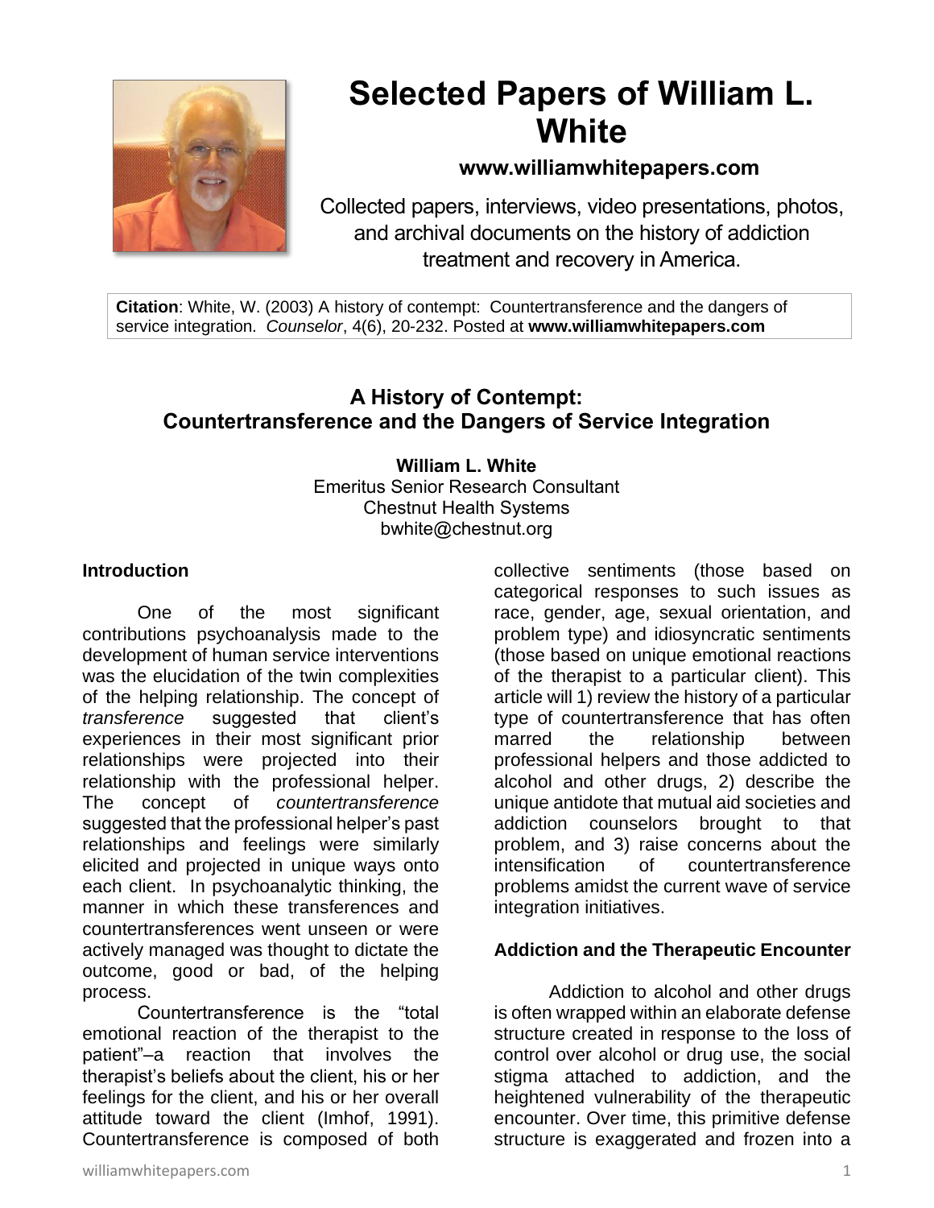# Selected Papers of William L. White

**www.williamwhitepapers.com**

Collected papers, interviews, video presentations, photos, and archival documents on the history of addiction treatment and recovery in America.

**Citation**: White, W. (2003) A history of contempt: Countertransference and the dangers of service integration. *Counselor*, 4(6), 20-232. Posted at **www.williamwhitepapers.com**

## A History of Contempt: Countertransference and the Dangers of Service Integration

**William L. White**
Emeritus Senior Research Consultant
Chestnut Health Systems
bwhite@chestnut.org

### Introduction

One of the most significant contributions psychoanalysis made to the development of human service interventions was the elucidation of the twin complexities of the helping relationship. The concept of *transference* suggested that client's experiences in their most significant prior relationships were projected into their relationship with the professional helper. The concept of *countertransference* suggested that the professional helper's past relationships and feelings were similarly elicited and projected in unique ways onto each client. In psychoanalytic thinking, the manner in which these transferences and countertransferences went unseen or were actively managed was thought to dictate the outcome, good or bad, of the helping process.

Countertransference is the "total emotional reaction of the therapist to the patient"–a reaction that involves the therapist's beliefs about the client, his or her feelings for the client, and his or her overall attitude toward the client (Imhof, 1991). Countertransference is composed of both collective sentiments (those based on categorical responses to such issues as race, gender, age, sexual orientation, and problem type) and idiosyncratic sentiments (those based on unique emotional reactions of the therapist to a particular client). This article will 1) review the history of a particular type of countertransference that has often marred the relationship between professional helpers and those addicted to alcohol and other drugs, 2) describe the unique antidote that mutual aid societies and addiction counselors brought to that problem, and 3) raise concerns about the intensification of countertransference problems amidst the current wave of service integration initiatives.

### Addiction and the Therapeutic Encounter

Addiction to alcohol and other drugs is often wrapped within an elaborate defense structure created in response to the loss of control over alcohol or drug use, the social stigma attached to addiction, and the heightened vulnerability of the therapeutic encounter. Over time, this primitive defense structure is exaggerated and frozen into a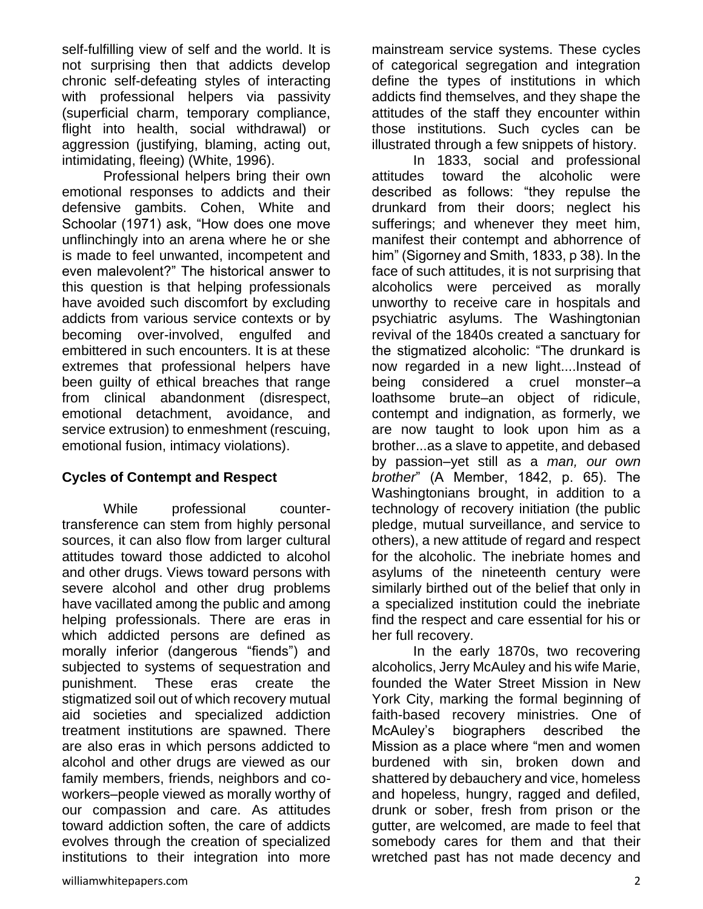self-fulfilling view of self and the world. It is not surprising then that addicts develop chronic self-defeating styles of interacting with professional helpers via passivity (superficial charm, temporary compliance, flight into health, social withdrawal) or aggression (justifying, blaming, acting out, intimidating, fleeing) (White, 1996).

Professional helpers bring their own emotional responses to addicts and their defensive gambits. Cohen, White and Schoolar (1971) ask, "How does one move unflinchingly into an arena where he or she is made to feel unwanted, incompetent and even malevolent?" The historical answer to this question is that helping professionals have avoided such discomfort by excluding addicts from various service contexts or by becoming over-involved, engulfed and embittered in such encounters. It is at these extremes that professional helpers have been guilty of ethical breaches that range from clinical abandonment (disrespect, emotional detachment, avoidance, and service extrusion) to enmeshment (rescuing, emotional fusion, intimacy violations).

**Cycles of Contempt and Respect**

While professional counter-transference can stem from highly personal sources, it can also flow from larger cultural attitudes toward those addicted to alcohol and other drugs. Views toward persons with severe alcohol and other drug problems have vacillated among the public and among helping professionals. There are eras in which addicted persons are defined as morally inferior (dangerous "fiends") and subjected to systems of sequestration and punishment. These eras create the stigmatized soil out of which recovery mutual aid societies and specialized addiction treatment institutions are spawned. There are also eras in which persons addicted to alcohol and other drugs are viewed as our family members, friends, neighbors and co-workers–people viewed as morally worthy of our compassion and care. As attitudes toward addiction soften, the care of addicts evolves through the creation of specialized institutions to their integration into more mainstream service systems. These cycles of categorical segregation and integration define the types of institutions in which addicts find themselves, and they shape the attitudes of the staff they encounter within those institutions. Such cycles can be illustrated through a few snippets of history.

In 1833, social and professional attitudes toward the alcoholic were described as follows: "they repulse the drunkard from their doors; neglect his sufferings; and whenever they meet him, manifest their contempt and abhorrence of him" (Sigorney and Smith, 1833, p 38). In the face of such attitudes, it is not surprising that alcoholics were perceived as morally unworthy to receive care in hospitals and psychiatric asylums. The Washingtonian revival of the 1840s created a sanctuary for the stigmatized alcoholic: "The drunkard is now regarded in a new light....Instead of being considered a cruel monster–a loathsome brute–an object of ridicule, contempt and indignation, as formerly, we are now taught to look upon him as a brother...as a slave to appetite, and debased by passion–yet still as a *man, our own brother*" (A Member, 1842, p. 65). The Washingtonians brought, in addition to a technology of recovery initiation (the public pledge, mutual surveillance, and service to others), a new attitude of regard and respect for the alcoholic. The inebriate homes and asylums of the nineteenth century were similarly birthed out of the belief that only in a specialized institution could the inebriate find the respect and care essential for his or her full recovery.

In the early 1870s, two recovering alcoholics, Jerry McAuley and his wife Marie, founded the Water Street Mission in New York City, marking the formal beginning of faith-based recovery ministries. One of McAuley's biographers described the Mission as a place where "men and women burdened with sin, broken down and shattered by debauchery and vice, homeless and hopeless, hungry, ragged and defiled, drunk or sober, fresh from prison or the gutter, are welcomed, are made to feel that somebody cares for them and that their wretched past has not made decency and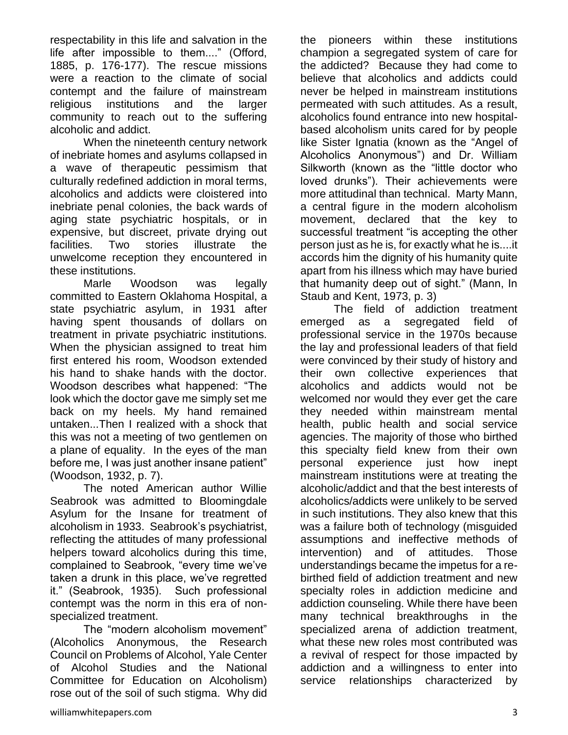respectability in this life and salvation in the life after impossible to them...." (Offord, 1885, p. 176-177). The rescue missions were a reaction to the climate of social contempt and the failure of mainstream religious institutions and the larger community to reach out to the suffering alcoholic and addict.

When the nineteenth century network of inebriate homes and asylums collapsed in a wave of therapeutic pessimism that culturally redefined addiction in moral terms, alcoholics and addicts were cloistered into inebriate penal colonies, the back wards of aging state psychiatric hospitals, or in expensive, but discreet, private drying out facilities. Two stories illustrate the unwelcome reception they encountered in these institutions.

Marle Woodson was legally committed to Eastern Oklahoma Hospital, a state psychiatric asylum, in 1931 after having spent thousands of dollars on treatment in private psychiatric institutions. When the physician assigned to treat him first entered his room, Woodson extended his hand to shake hands with the doctor. Woodson describes what happened: "The look which the doctor gave me simply set me back on my heels. My hand remained untaken...Then I realized with a shock that this was not a meeting of two gentlemen on a plane of equality. In the eyes of the man before me, I was just another insane patient" (Woodson, 1932, p. 7).

The noted American author Willie Seabrook was admitted to Bloomingdale Asylum for the Insane for treatment of alcoholism in 1933. Seabrook's psychiatrist, reflecting the attitudes of many professional helpers toward alcoholics during this time, complained to Seabrook, "every time we've taken a drunk in this place, we've regretted it." (Seabrook, 1935). Such professional contempt was the norm in this era of non-specialized treatment.

The "modern alcoholism movement" (Alcoholics Anonymous, the Research Council on Problems of Alcohol, Yale Center of Alcohol Studies and the National Committee for Education on Alcoholism) rose out of the soil of such stigma. Why did the pioneers within these institutions champion a segregated system of care for the addicted? Because they had come to believe that alcoholics and addicts could never be helped in mainstream institutions permeated with such attitudes. As a result, alcoholics found entrance into new hospital-based alcoholism units cared for by people like Sister Ignatia (known as the "Angel of Alcoholics Anonymous") and Dr. William Silkworth (known as the "little doctor who loved drunks"). Their achievements were more attitudinal than technical. Marty Mann, a central figure in the modern alcoholism movement, declared that the key to successful treatment "is accepting the other person just as he is, for exactly what he is....it accords him the dignity of his humanity quite apart from his illness which may have buried that humanity deep out of sight." (Mann, In Staub and Kent, 1973, p. 3)

The field of addiction treatment emerged as a segregated field of professional service in the 1970s because the lay and professional leaders of that field were convinced by their study of history and their own collective experiences that alcoholics and addicts would not be welcomed nor would they ever get the care they needed within mainstream mental health, public health and social service agencies. The majority of those who birthed this specialty field knew from their own personal experience just how inept mainstream institutions were at treating the alcoholic/addict and that the best interests of alcoholics/addicts were unlikely to be served in such institutions. They also knew that this was a failure both of technology (misguided assumptions and ineffective methods of intervention) and of attitudes. Those understandings became the impetus for a re-birthed field of addiction treatment and new specialty roles in addiction medicine and addiction counseling. While there have been many technical breakthroughs in the specialized arena of addiction treatment, what these new roles most contributed was a revival of respect for those impacted by addiction and a willingness to enter into service relationships characterized by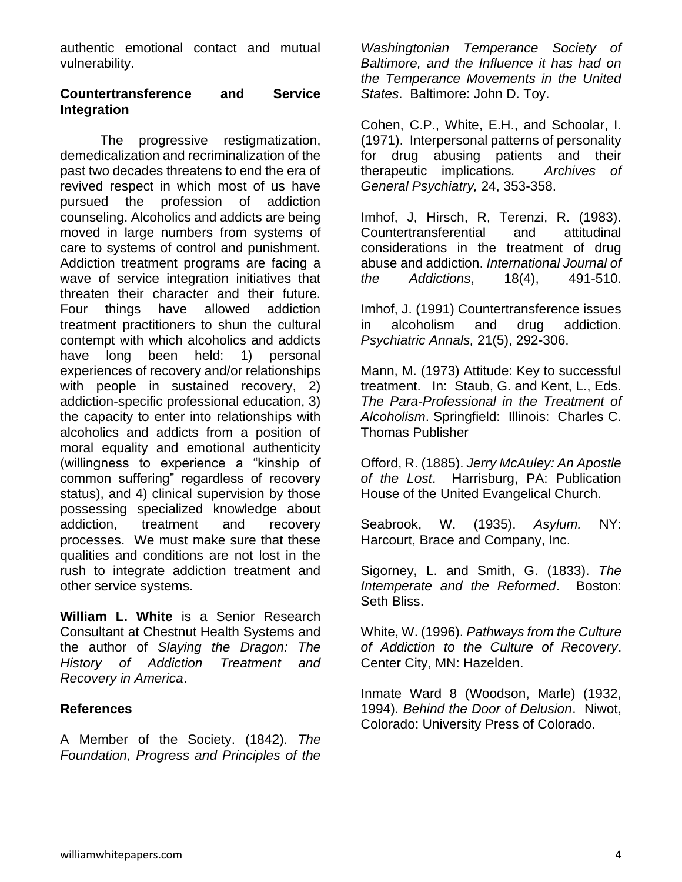authentic emotional contact and mutual vulnerability.

### Countertransference and Service Integration

The progressive restigmatization, demedicalization and recriminalization of the past two decades threatens to end the era of revived respect in which most of us have pursued the profession of addiction counseling. Alcoholics and addicts are being moved in large numbers from systems of care to systems of control and punishment. Addiction treatment programs are facing a wave of service integration initiatives that threaten their character and their future. Four things have allowed addiction treatment practitioners to shun the cultural contempt with which alcoholics and addicts have long been held: 1) personal experiences of recovery and/or relationships with people in sustained recovery, 2) addiction-specific professional education, 3) the capacity to enter into relationships with alcoholics and addicts from a position of moral equality and emotional authenticity (willingness to experience a "kinship of common suffering" regardless of recovery status), and 4) clinical supervision by those possessing specialized knowledge about addiction, treatment and recovery processes. We must make sure that these qualities and conditions are not lost in the rush to integrate addiction treatment and other service systems.

**William L. White** is a Senior Research Consultant at Chestnut Health Systems and the author of *Slaying the Dragon: The History of Addiction Treatment and Recovery in America*.

### References

A Member of the Society. (1842). *The Foundation, Progress and Principles of the Washingtonian Temperance Society of Baltimore, and the Influence it has had on the Temperance Movements in the United States*. Baltimore: John D. Toy.

Cohen, C.P., White, E.H., and Schoolar, I. (1971). Interpersonal patterns of personality for drug abusing patients and their therapeutic implications. *Archives of General Psychiatry,* 24, 353-358.

Imhof, J, Hirsch, R, Terenzi, R. (1983). Countertransferential and attitudinal considerations in the treatment of drug abuse and addiction. *International Journal of the Addictions*, 18(4), 491-510.

Imhof, J. (1991) Countertransference issues in alcoholism and drug addiction. *Psychiatric Annals,* 21(5), 292-306.

Mann, M. (1973) Attitude: Key to successful treatment. In: Staub, G. and Kent, L., Eds. *The Para-Professional in the Treatment of Alcoholism*. Springfield: Illinois: Charles C. Thomas Publisher

Offord, R. (1885). *Jerry McAuley: An Apostle of the Lost*. Harrisburg, PA: Publication House of the United Evangelical Church.

Seabrook, W. (1935). *Asylum.* NY: Harcourt, Brace and Company, Inc.

Sigorney, L. and Smith, G. (1833). *The Intemperate and the Reformed*. Boston: Seth Bliss.

White, W. (1996). *Pathways from the Culture of Addiction to the Culture of Recovery*. Center City, MN: Hazelden.

Inmate Ward 8 (Woodson, Marle) (1932, 1994). *Behind the Door of Delusion*. Niwot, Colorado: University Press of Colorado.